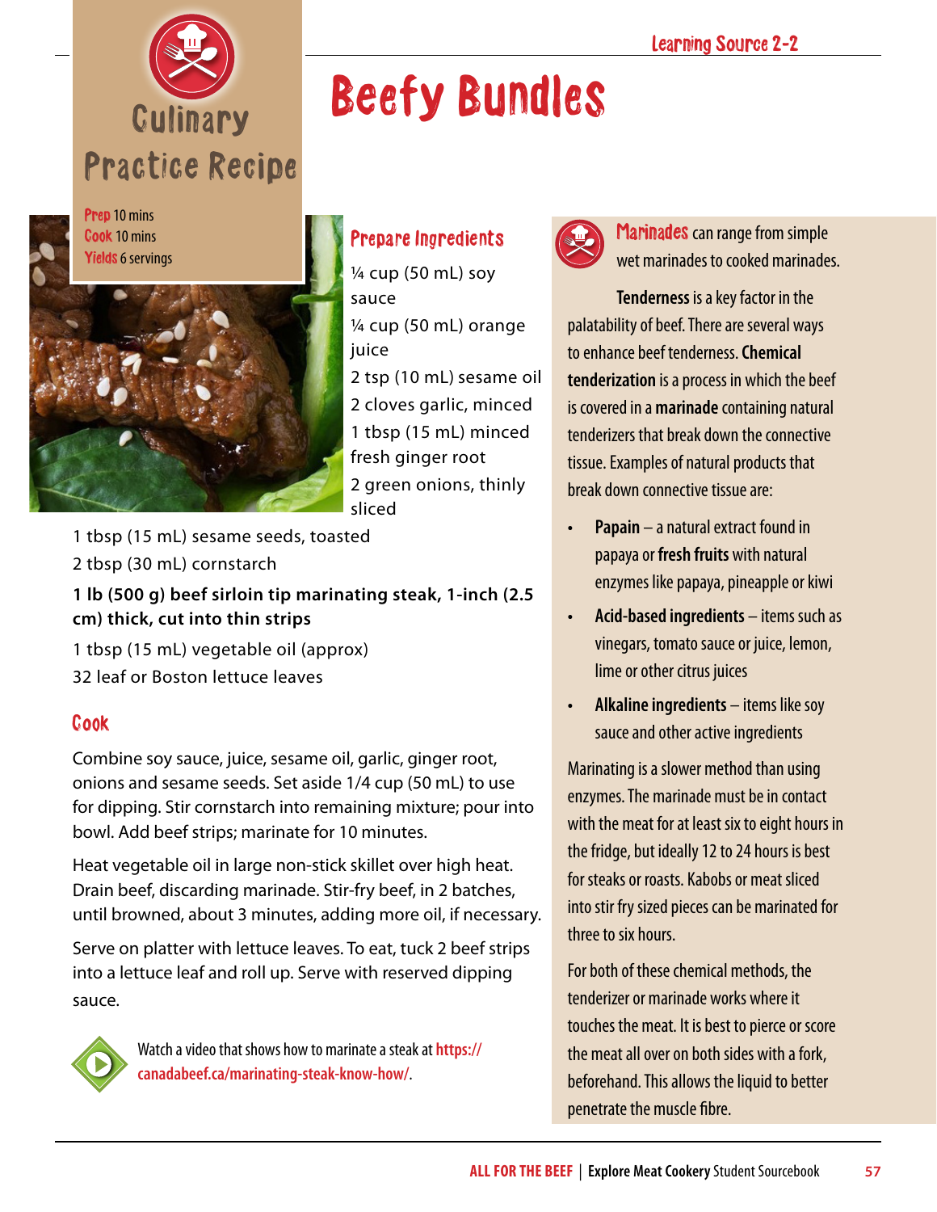# Culinary Practice Recipe

# Beefy Bundles

**Prep** 10 mins
**Cook** 10 mins
**Yields** 6 servings

## Prepare Ingredients

¼ cup (50 mL) soy sauce

¼ cup (50 mL) orange juice

2 tsp (10 mL) sesame oil

2 cloves garlic, minced

1 tbsp (15 mL) minced fresh ginger root

2 green onions, thinly sliced

1 tbsp (15 mL) sesame seeds, toasted

2 tbsp (30 mL) cornstarch

**1 lb (500 g) beef sirloin tip marinating steak, 1-inch (2.5 cm) thick, cut into thin strips**

1 tbsp (15 mL) vegetable oil (approx)

32 leaf or Boston lettuce leaves

## Cook

Combine soy sauce, juice, sesame oil, garlic, ginger root, onions and sesame seeds. Set aside 1/4 cup (50 mL) to use for dipping. Stir cornstarch into remaining mixture; pour into bowl. Add beef strips; marinate for 10 minutes.

Heat vegetable oil in large non-stick skillet over high heat. Drain beef, discarding marinade. Stir-fry beef, in 2 batches, until browned, about 3 minutes, adding more oil, if necessary.

Serve on platter with lettuce leaves. To eat, tuck 2 beef strips into a lettuce leaf and roll up. Serve with reserved dipping sauce.

Watch a video that shows how to marinate a steak at https://canadabeef.ca/marinating-steak-know-how/.

---

**Marinades** can range from simple wet marinades to cooked marinades.

**Tenderness** is a key factor in the palatability of beef. There are several ways to enhance beef tenderness. **Chemical tenderization** is a process in which the beef is covered in a **marinade** containing natural tenderizers that break down the connective tissue. Examples of natural products that break down connective tissue are:

- **Papain** – a natural extract found in papaya or **fresh fruits** with natural enzymes like papaya, pineapple or kiwi
- **Acid-based ingredients** – items such as vinegars, tomato sauce or juice, lemon, lime or other citrus juices
- **Alkaline ingredients** – items like soy sauce and other active ingredients

Marinating is a slower method than using enzymes. The marinade must be in contact with the meat for at least six to eight hours in the fridge, but ideally 12 to 24 hours is best for steaks or roasts. Kabobs or meat sliced into stir fry sized pieces can be marinated for three to six hours.

For both of these chemical methods, the tenderizer or marinade works where it touches the meat. It is best to pierce or score the meat all over on both sides with a fork, beforehand. This allows the liquid to better penetrate the muscle fibre.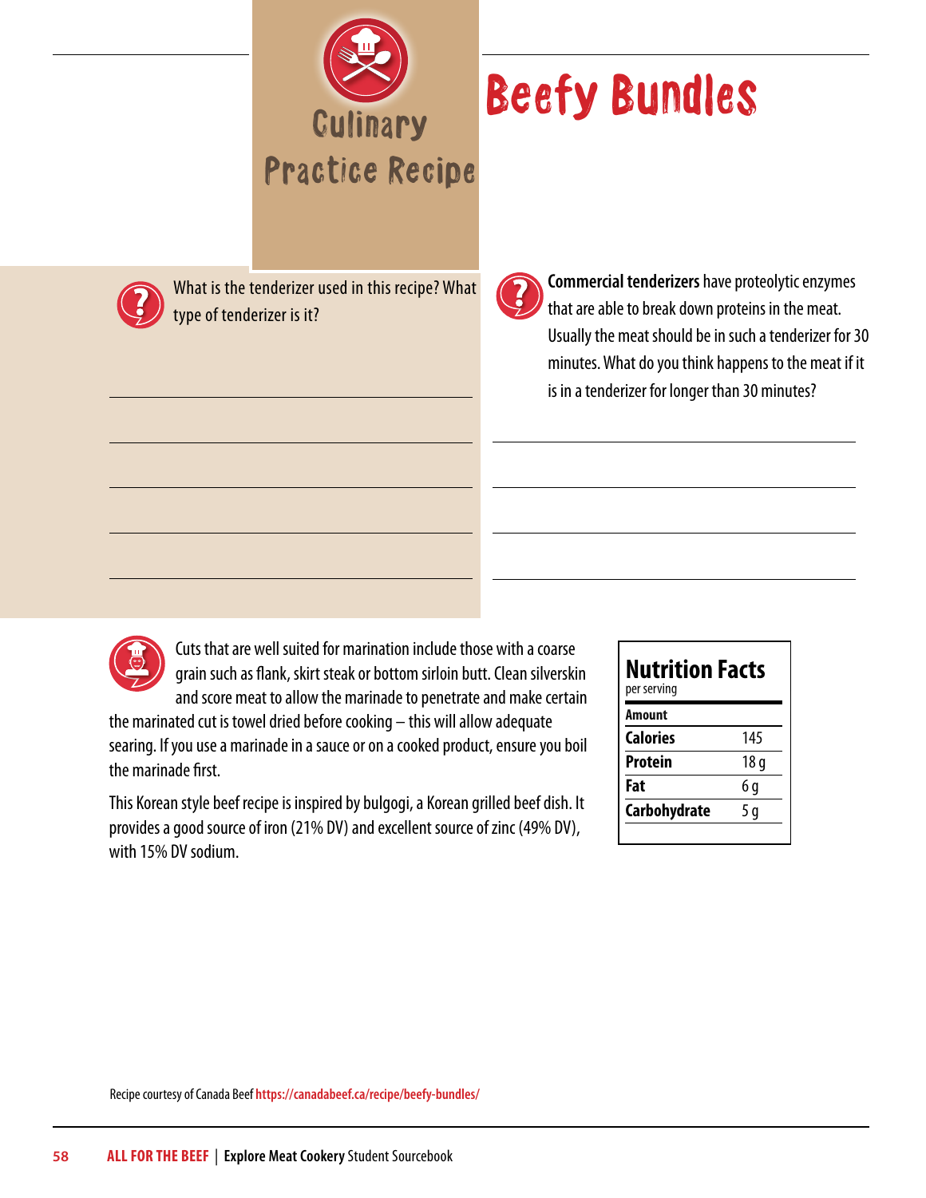Culinary Practice Recipe

# Beefy Bundles

What is the tenderizer used in this recipe? What type of tenderizer is it?

**Commercial tenderizers** have proteolytic enzymes that are able to break down proteins in the meat. Usually the meat should be in such a tenderizer for 30 minutes. What do you think happens to the meat if it is in a tenderizer for longer than 30 minutes?

Cuts that are well suited for marination include those with a coarse grain such as flank, skirt steak or bottom sirloin butt. Clean silverskin and score meat to allow the marinade to penetrate and make certain the marinated cut is towel dried before cooking – this will allow adequate searing. If you use a marinade in a sauce or on a cooked product, ensure you boil the marinade first.

This Korean style beef recipe is inspired by bulgogi, a Korean grilled beef dish. It provides a good source of iron (21% DV) and excellent source of zinc (49% DV), with 15% DV sodium.

**Nutrition Facts**
per serving

| Amount | |
|---|---|
| **Calories** | 145 |
| **Protein** | 18 g |
| **Fat** | 6 g |
| **Carbohydrate** | 5 g |

Recipe courtesy of Canada Beef https://canadabeef.ca/recipe/beefy-bundles/